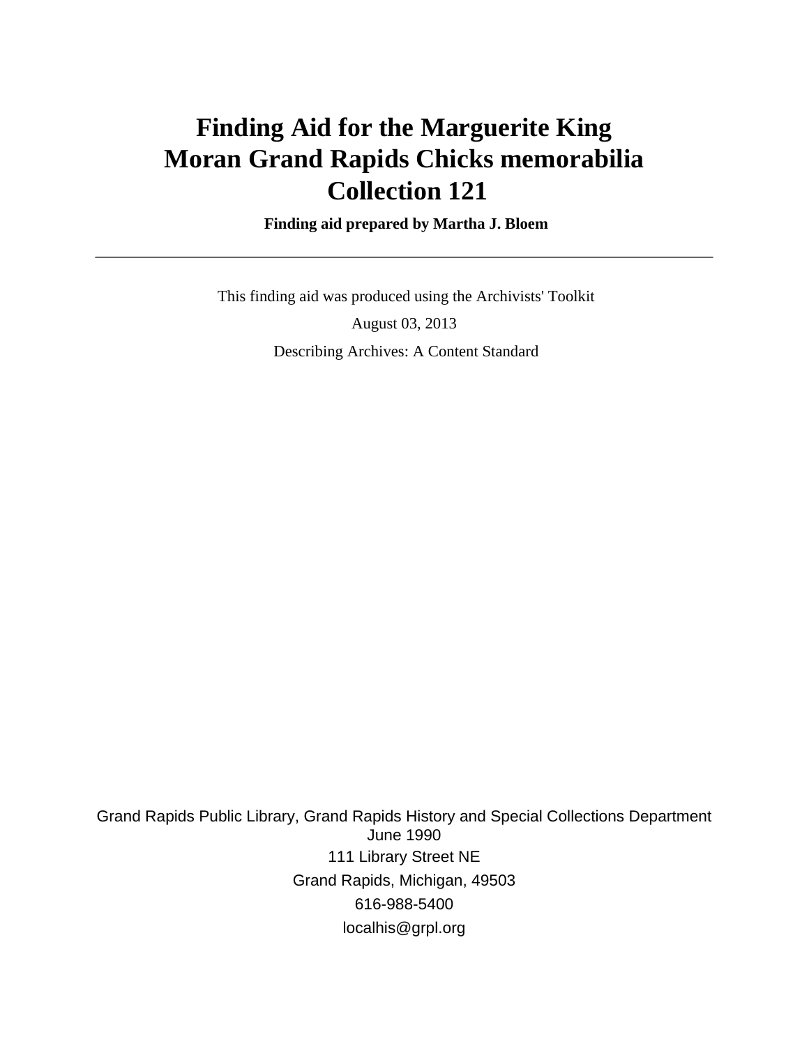# Finding Aid for the Marguerite King Moran Grand Rapids Chicks memorabilia Collection 121

**Finding aid prepared by Martha J. Bloem**

---

This finding aid was produced using the Archivists' Toolkit

August 03, 2013

Describing Archives: A Content Standard

Grand Rapids Public Library, Grand Rapids History and Special Collections Department
June 1990
111 Library Street NE
Grand Rapids, Michigan, 49503
616-988-5400
localhis@grpl.org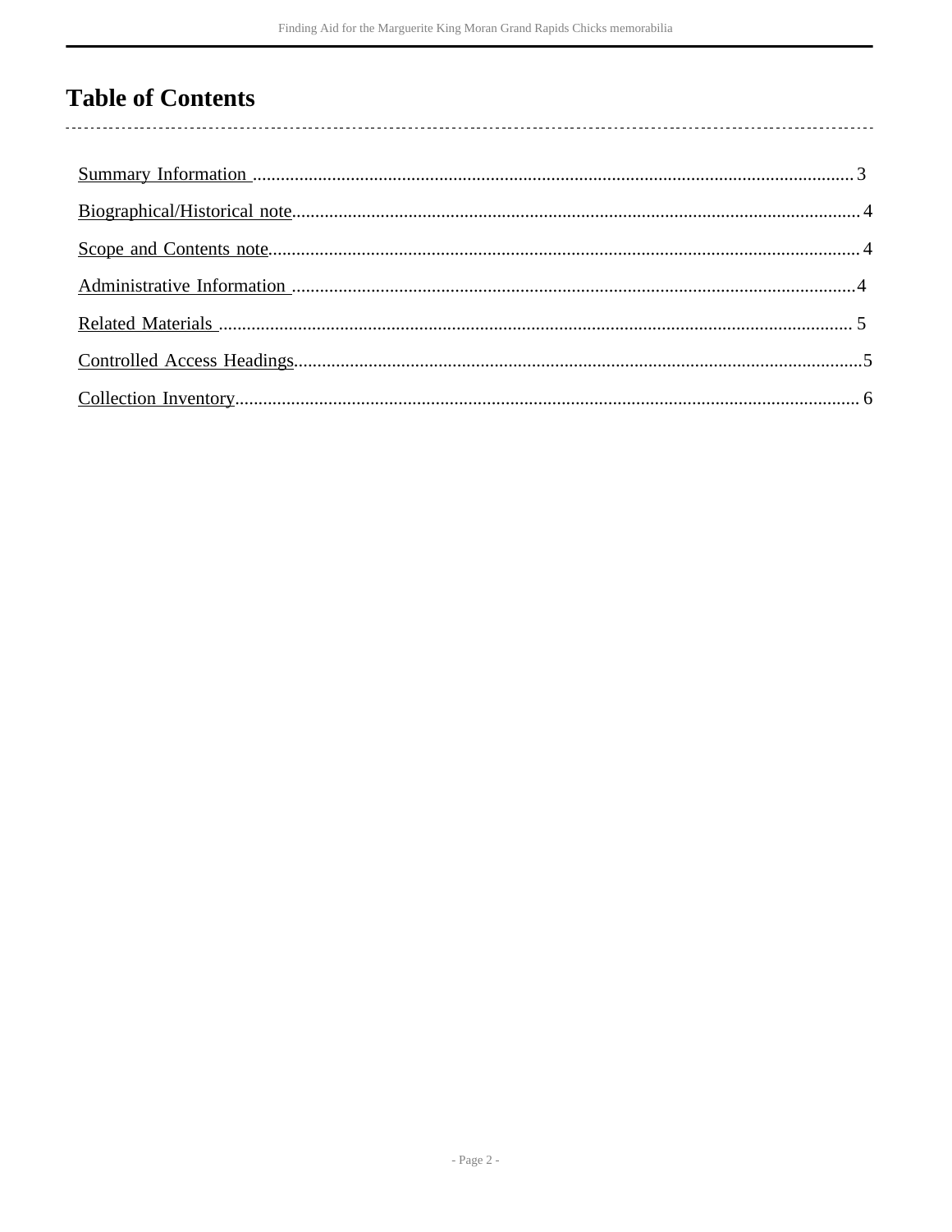# Table of Contents

- Summary Information ................................................................ 3
- Biographical/Historical note ................................................................ 4
- Scope and Contents note ................................................................ 4
- Administrative Information ................................................................ 4
- Related Materials ................................................................ 5
- Controlled Access Headings ................................................................ 5
- Collection Inventory ................................................................ 6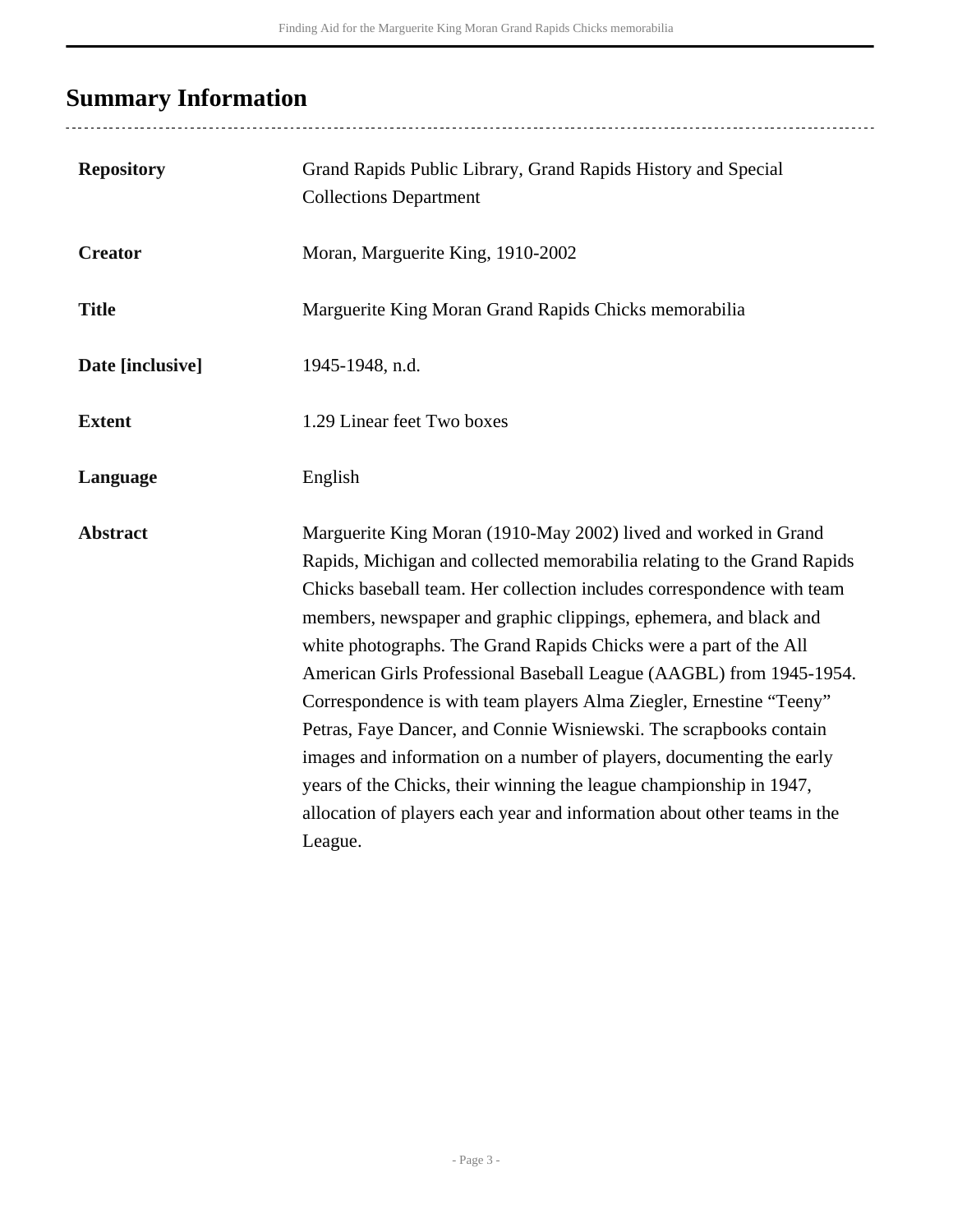## Summary Information

| | |
|---|---|
| **Repository** | Grand Rapids Public Library, Grand Rapids History and Special Collections Department |
| **Creator** | Moran, Marguerite King, 1910-2002 |
| **Title** | Marguerite King Moran Grand Rapids Chicks memorabilia |
| **Date [inclusive]** | 1945-1948, n.d. |
| **Extent** | 1.29 Linear feet Two boxes |
| **Language** | English |
| **Abstract** | Marguerite King Moran (1910-May 2002) lived and worked in Grand Rapids, Michigan and collected memorabilia relating to the Grand Rapids Chicks baseball team. Her collection includes correspondence with team members, newspaper and graphic clippings, ephemera, and black and white photographs. The Grand Rapids Chicks were a part of the All American Girls Professional Baseball League (AAGBL) from 1945-1954. Correspondence is with team players Alma Ziegler, Ernestine "Teeny" Petras, Faye Dancer, and Connie Wisniewski. The scrapbooks contain images and information on a number of players, documenting the early years of the Chicks, their winning the league championship in 1947, allocation of players each year and information about other teams in the League. |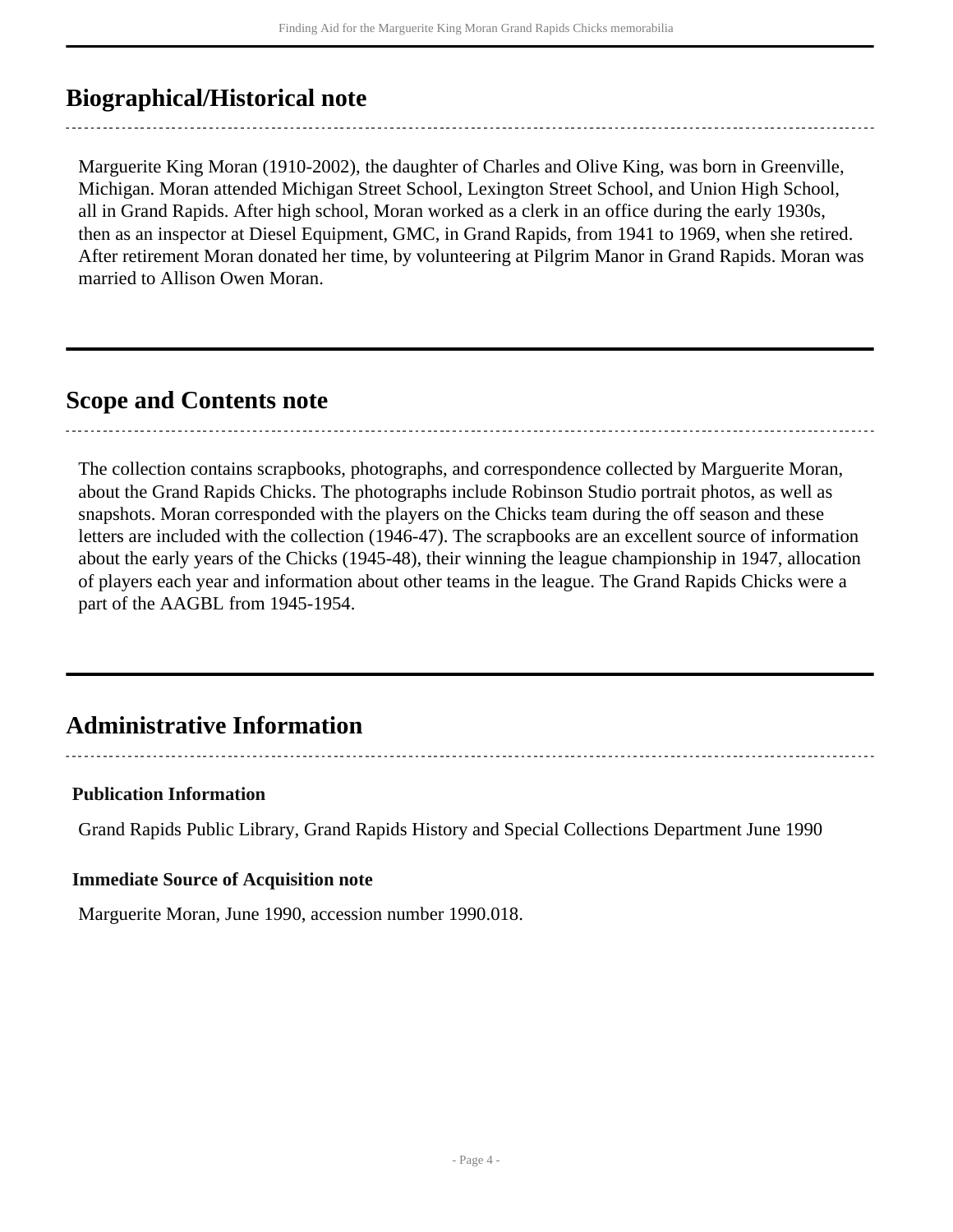## Biographical/Historical note

Marguerite King Moran (1910-2002), the daughter of Charles and Olive King, was born in Greenville, Michigan. Moran attended Michigan Street School, Lexington Street School, and Union High School, all in Grand Rapids. After high school, Moran worked as a clerk in an office during the early 1930s, then as an inspector at Diesel Equipment, GMC, in Grand Rapids, from 1941 to 1969, when she retired. After retirement Moran donated her time, by volunteering at Pilgrim Manor in Grand Rapids. Moran was married to Allison Owen Moran.

## Scope and Contents note

The collection contains scrapbooks, photographs, and correspondence collected by Marguerite Moran, about the Grand Rapids Chicks. The photographs include Robinson Studio portrait photos, as well as snapshots. Moran corresponded with the players on the Chicks team during the off season and these letters are included with the collection (1946-47). The scrapbooks are an excellent source of information about the early years of the Chicks (1945-48), their winning the league championship in 1947, allocation of players each year and information about other teams in the league. The Grand Rapids Chicks were a part of the AAGBL from 1945-1954.

## Administrative Information

**Publication Information**

Grand Rapids Public Library, Grand Rapids History and Special Collections Department June 1990

**Immediate Source of Acquisition note**

Marguerite Moran, June 1990, accession number 1990.018.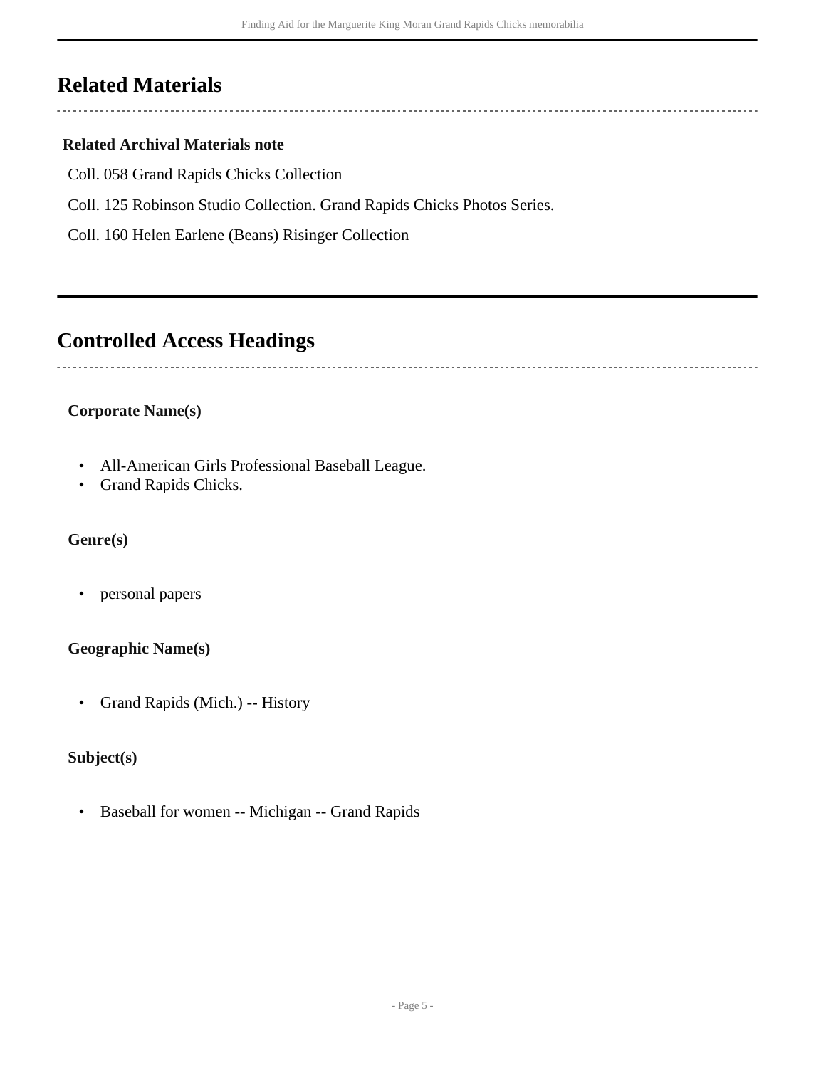## Related Materials

### Related Archival Materials note

Coll. 058 Grand Rapids Chicks Collection

Coll. 125 Robinson Studio Collection. Grand Rapids Chicks Photos Series.

Coll. 160 Helen Earlene (Beans) Risinger Collection

## Controlled Access Headings

**Corporate Name(s)**

- All-American Girls Professional Baseball League.
- Grand Rapids Chicks.

**Genre(s)**

- personal papers

**Geographic Name(s)**

- Grand Rapids (Mich.) -- History

**Subject(s)**

- Baseball for women -- Michigan -- Grand Rapids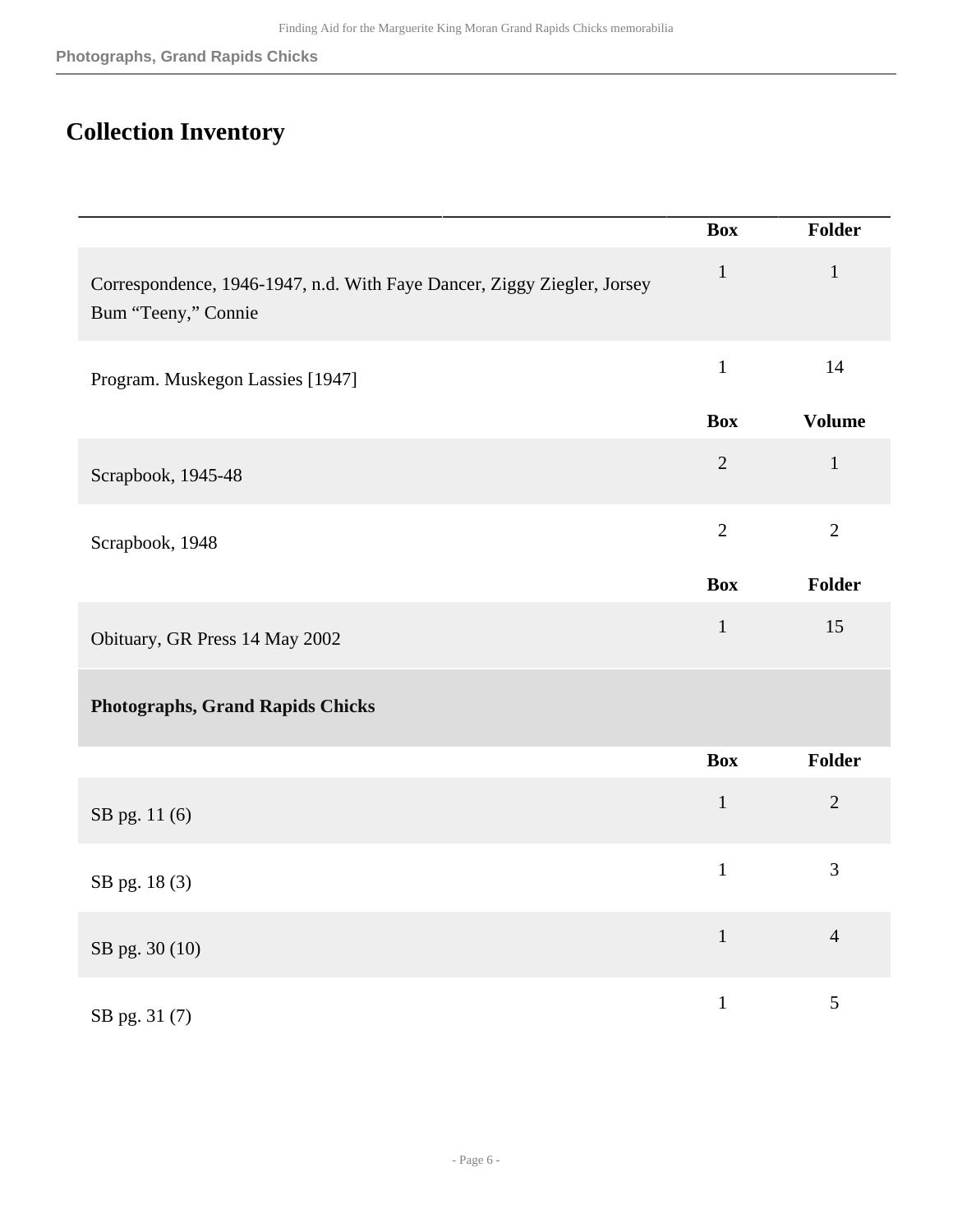## Collection Inventory

| | Box | Folder |
|---|---|---|
| Correspondence, 1946-1947, n.d. With Faye Dancer, Ziggy Ziegler, Jorsey Bum "Teeny," Connie | 1 | 1 |
| Program. Muskegon Lassies [1947] | 1 | 14 |
| | **Box** | **Volume** |
| Scrapbook, 1945-48 | 2 | 1 |
| Scrapbook, 1948 | 2 | 2 |
| | **Box** | **Folder** |
| Obituary, GR Press 14 May 2002 | 1 | 15 |

### Photographs, Grand Rapids Chicks

| | Box | Folder |
|---|---|---|
| SB pg. 11 (6) | 1 | 2 |
| SB pg. 18 (3) | 1 | 3 |
| SB pg. 30 (10) | 1 | 4 |
| SB pg. 31 (7) | 1 | 5 |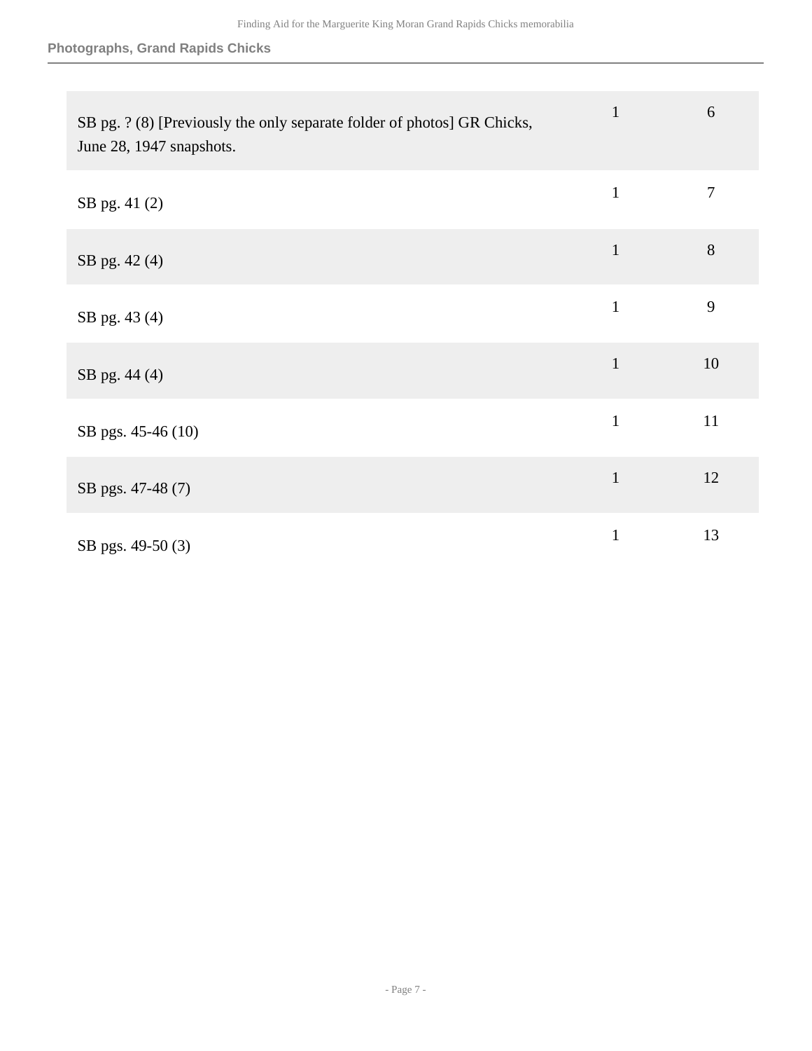## Photographs, Grand Rapids Chicks

| | | |
|---|---|---|
| SB pg. ? (8) [Previously the only separate folder of photos] GR Chicks, June 28, 1947 snapshots. | 1 | 6 |
| SB pg. 41 (2) | 1 | 7 |
| SB pg. 42 (4) | 1 | 8 |
| SB pg. 43 (4) | 1 | 9 |
| SB pg. 44 (4) | 1 | 10 |
| SB pgs. 45-46 (10) | 1 | 11 |
| SB pgs. 47-48 (7) | 1 | 12 |
| SB pgs. 49-50 (3) | 1 | 13 |